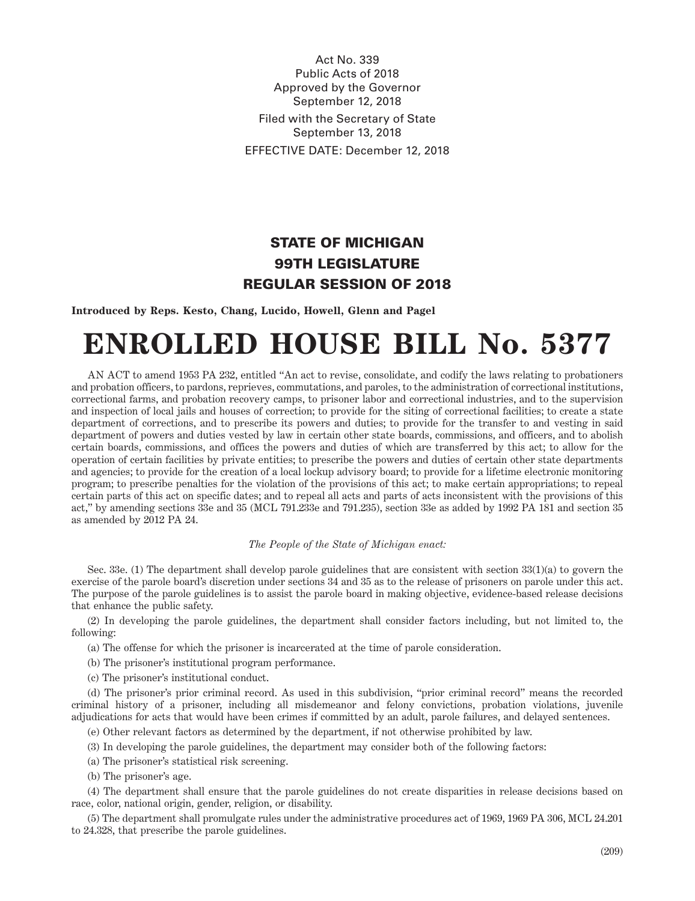Act No. 339
Public Acts of 2018
Approved by the Governor
September 12, 2018
Filed with the Secretary of State
September 13, 2018
EFFECTIVE DATE: December 12, 2018

## STATE OF MICHIGAN
## 99TH LEGISLATURE
## REGULAR SESSION OF 2018

**Introduced by Reps. Kesto, Chang, Lucido, Howell, Glenn and Pagel**

# ENROLLED HOUSE BILL No. 5377

AN ACT to amend 1953 PA 232, entitled "An act to revise, consolidate, and codify the laws relating to probationers and probation officers, to pardons, reprieves, commutations, and paroles, to the administration of correctional institutions, correctional farms, and probation recovery camps, to prisoner labor and correctional industries, and to the supervision and inspection of local jails and houses of correction; to provide for the siting of correctional facilities; to create a state department of corrections, and to prescribe its powers and duties; to provide for the transfer to and vesting in said department of powers and duties vested by law in certain other state boards, commissions, and officers, and to abolish certain boards, commissions, and offices the powers and duties of which are transferred by this act; to allow for the operation of certain facilities by private entities; to prescribe the powers and duties of certain other state departments and agencies; to provide for the creation of a local lockup advisory board; to provide for a lifetime electronic monitoring program; to prescribe penalties for the violation of the provisions of this act; to make certain appropriations; to repeal certain parts of this act on specific dates; and to repeal all acts and parts of acts inconsistent with the provisions of this act," by amending sections 33e and 35 (MCL 791.233e and 791.235), section 33e as added by 1992 PA 181 and section 35 as amended by 2012 PA 24.

*The People of the State of Michigan enact:*

Sec. 33e. (1) The department shall develop parole guidelines that are consistent with section 33(1)(a) to govern the exercise of the parole board's discretion under sections 34 and 35 as to the release of prisoners on parole under this act. The purpose of the parole guidelines is to assist the parole board in making objective, evidence-based release decisions that enhance the public safety.

(2) In developing the parole guidelines, the department shall consider factors including, but not limited to, the following:

(a) The offense for which the prisoner is incarcerated at the time of parole consideration.

(b) The prisoner's institutional program performance.

(c) The prisoner's institutional conduct.

(d) The prisoner's prior criminal record. As used in this subdivision, "prior criminal record" means the recorded criminal history of a prisoner, including all misdemeanor and felony convictions, probation violations, juvenile adjudications for acts that would have been crimes if committed by an adult, parole failures, and delayed sentences.

(e) Other relevant factors as determined by the department, if not otherwise prohibited by law.

(3) In developing the parole guidelines, the department may consider both of the following factors:

(a) The prisoner's statistical risk screening.

(b) The prisoner's age.

(4) The department shall ensure that the parole guidelines do not create disparities in release decisions based on race, color, national origin, gender, religion, or disability.

(5) The department shall promulgate rules under the administrative procedures act of 1969, 1969 PA 306, MCL 24.201 to 24.328, that prescribe the parole guidelines.

(209)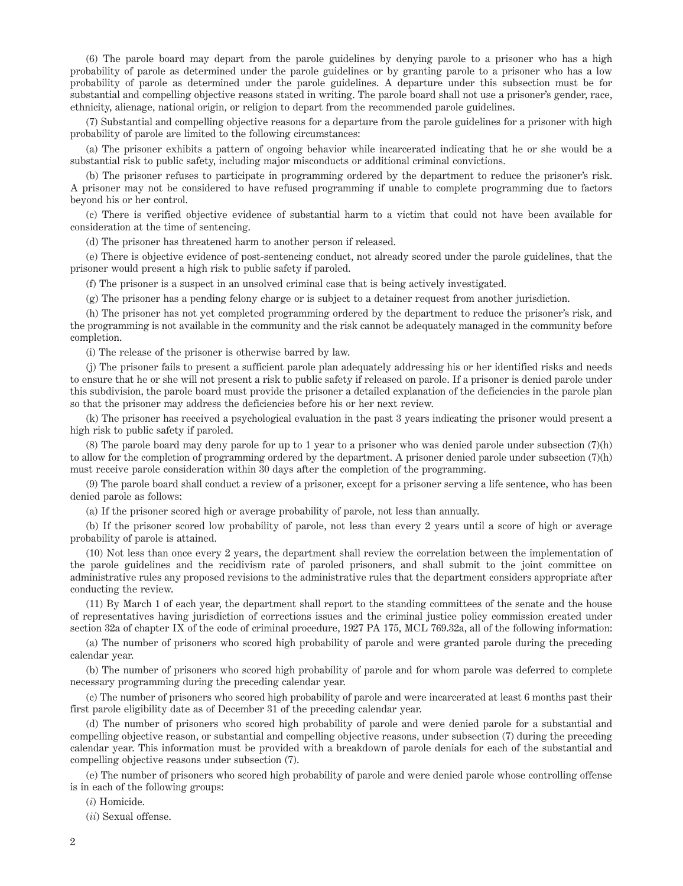(6) The parole board may depart from the parole guidelines by denying parole to a prisoner who has a high probability of parole as determined under the parole guidelines or by granting parole to a prisoner who has a low probability of parole as determined under the parole guidelines. A departure under this subsection must be for substantial and compelling objective reasons stated in writing. The parole board shall not use a prisoner's gender, race, ethnicity, alienage, national origin, or religion to depart from the recommended parole guidelines.

(7) Substantial and compelling objective reasons for a departure from the parole guidelines for a prisoner with high probability of parole are limited to the following circumstances:

(a) The prisoner exhibits a pattern of ongoing behavior while incarcerated indicating that he or she would be a substantial risk to public safety, including major misconducts or additional criminal convictions.

(b) The prisoner refuses to participate in programming ordered by the department to reduce the prisoner's risk. A prisoner may not be considered to have refused programming if unable to complete programming due to factors beyond his or her control.

(c) There is verified objective evidence of substantial harm to a victim that could not have been available for consideration at the time of sentencing.

(d) The prisoner has threatened harm to another person if released.

(e) There is objective evidence of post-sentencing conduct, not already scored under the parole guidelines, that the prisoner would present a high risk to public safety if paroled.

(f) The prisoner is a suspect in an unsolved criminal case that is being actively investigated.

(g) The prisoner has a pending felony charge or is subject to a detainer request from another jurisdiction.

(h) The prisoner has not yet completed programming ordered by the department to reduce the prisoner's risk, and the programming is not available in the community and the risk cannot be adequately managed in the community before completion.

(i) The release of the prisoner is otherwise barred by law.

(j) The prisoner fails to present a sufficient parole plan adequately addressing his or her identified risks and needs to ensure that he or she will not present a risk to public safety if released on parole. If a prisoner is denied parole under this subdivision, the parole board must provide the prisoner a detailed explanation of the deficiencies in the parole plan so that the prisoner may address the deficiencies before his or her next review.

(k) The prisoner has received a psychological evaluation in the past 3 years indicating the prisoner would present a high risk to public safety if paroled.

(8) The parole board may deny parole for up to 1 year to a prisoner who was denied parole under subsection (7)(h) to allow for the completion of programming ordered by the department. A prisoner denied parole under subsection (7)(h) must receive parole consideration within 30 days after the completion of the programming.

(9) The parole board shall conduct a review of a prisoner, except for a prisoner serving a life sentence, who has been denied parole as follows:

(a) If the prisoner scored high or average probability of parole, not less than annually.

(b) If the prisoner scored low probability of parole, not less than every 2 years until a score of high or average probability of parole is attained.

(10) Not less than once every 2 years, the department shall review the correlation between the implementation of the parole guidelines and the recidivism rate of paroled prisoners, and shall submit to the joint committee on administrative rules any proposed revisions to the administrative rules that the department considers appropriate after conducting the review.

(11) By March 1 of each year, the department shall report to the standing committees of the senate and the house of representatives having jurisdiction of corrections issues and the criminal justice policy commission created under section 32a of chapter IX of the code of criminal procedure, 1927 PA 175, MCL 769.32a, all of the following information:

(a) The number of prisoners who scored high probability of parole and were granted parole during the preceding calendar year.

(b) The number of prisoners who scored high probability of parole and for whom parole was deferred to complete necessary programming during the preceding calendar year.

(c) The number of prisoners who scored high probability of parole and were incarcerated at least 6 months past their first parole eligibility date as of December 31 of the preceding calendar year.

(d) The number of prisoners who scored high probability of parole and were denied parole for a substantial and compelling objective reason, or substantial and compelling objective reasons, under subsection (7) during the preceding calendar year. This information must be provided with a breakdown of parole denials for each of the substantial and compelling objective reasons under subsection (7).

(e) The number of prisoners who scored high probability of parole and were denied parole whose controlling offense is in each of the following groups:

(*i*) Homicide.

(*ii*) Sexual offense.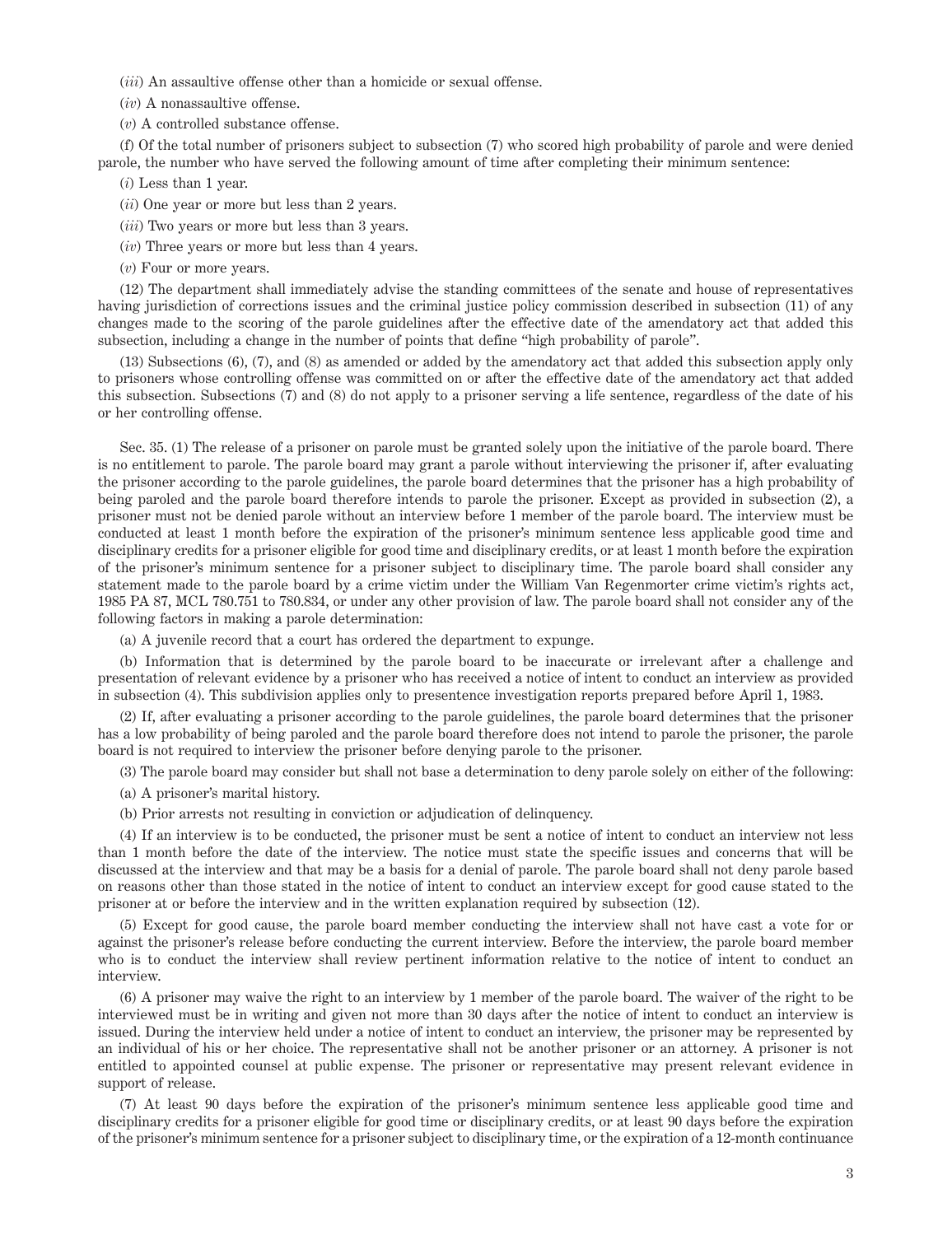(*iii*) An assaultive offense other than a homicide or sexual offense.

(*iv*) A nonassaultive offense.

(*v*) A controlled substance offense.

(f) Of the total number of prisoners subject to subsection (7) who scored high probability of parole and were denied parole, the number who have served the following amount of time after completing their minimum sentence:

(*i*) Less than 1 year.

(*ii*) One year or more but less than 2 years.

(*iii*) Two years or more but less than 3 years.

(*iv*) Three years or more but less than 4 years.

(*v*) Four or more years.

(12) The department shall immediately advise the standing committees of the senate and house of representatives having jurisdiction of corrections issues and the criminal justice policy commission described in subsection (11) of any changes made to the scoring of the parole guidelines after the effective date of the amendatory act that added this subsection, including a change in the number of points that define "high probability of parole".

(13) Subsections (6), (7), and (8) as amended or added by the amendatory act that added this subsection apply only to prisoners whose controlling offense was committed on or after the effective date of the amendatory act that added this subsection. Subsections (7) and (8) do not apply to a prisoner serving a life sentence, regardless of the date of his or her controlling offense.

Sec. 35. (1) The release of a prisoner on parole must be granted solely upon the initiative of the parole board. There is no entitlement to parole. The parole board may grant a parole without interviewing the prisoner if, after evaluating the prisoner according to the parole guidelines, the parole board determines that the prisoner has a high probability of being paroled and the parole board therefore intends to parole the prisoner. Except as provided in subsection (2), a prisoner must not be denied parole without an interview before 1 member of the parole board. The interview must be conducted at least 1 month before the expiration of the prisoner's minimum sentence less applicable good time and disciplinary credits for a prisoner eligible for good time and disciplinary credits, or at least 1 month before the expiration of the prisoner's minimum sentence for a prisoner subject to disciplinary time. The parole board shall consider any statement made to the parole board by a crime victim under the William Van Regenmorter crime victim's rights act, 1985 PA 87, MCL 780.751 to 780.834, or under any other provision of law. The parole board shall not consider any of the following factors in making a parole determination:

(a) A juvenile record that a court has ordered the department to expunge.

(b) Information that is determined by the parole board to be inaccurate or irrelevant after a challenge and presentation of relevant evidence by a prisoner who has received a notice of intent to conduct an interview as provided in subsection (4). This subdivision applies only to presentence investigation reports prepared before April 1, 1983.

(2) If, after evaluating a prisoner according to the parole guidelines, the parole board determines that the prisoner has a low probability of being paroled and the parole board therefore does not intend to parole the prisoner, the parole board is not required to interview the prisoner before denying parole to the prisoner.

(3) The parole board may consider but shall not base a determination to deny parole solely on either of the following:

(a) A prisoner's marital history.

(b) Prior arrests not resulting in conviction or adjudication of delinquency.

(4) If an interview is to be conducted, the prisoner must be sent a notice of intent to conduct an interview not less than 1 month before the date of the interview. The notice must state the specific issues and concerns that will be discussed at the interview and that may be a basis for a denial of parole. The parole board shall not deny parole based on reasons other than those stated in the notice of intent to conduct an interview except for good cause stated to the prisoner at or before the interview and in the written explanation required by subsection (12).

(5) Except for good cause, the parole board member conducting the interview shall not have cast a vote for or against the prisoner's release before conducting the current interview. Before the interview, the parole board member who is to conduct the interview shall review pertinent information relative to the notice of intent to conduct an interview.

(6) A prisoner may waive the right to an interview by 1 member of the parole board. The waiver of the right to be interviewed must be in writing and given not more than 30 days after the notice of intent to conduct an interview is issued. During the interview held under a notice of intent to conduct an interview, the prisoner may be represented by an individual of his or her choice. The representative shall not be another prisoner or an attorney. A prisoner is not entitled to appointed counsel at public expense. The prisoner or representative may present relevant evidence in support of release.

(7) At least 90 days before the expiration of the prisoner's minimum sentence less applicable good time and disciplinary credits for a prisoner eligible for good time or disciplinary credits, or at least 90 days before the expiration of the prisoner's minimum sentence for a prisoner subject to disciplinary time, or the expiration of a 12-month continuance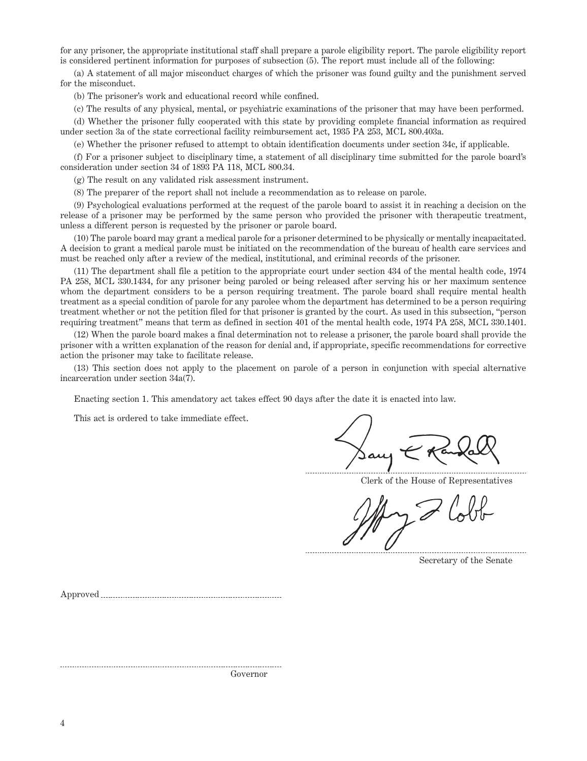for any prisoner, the appropriate institutional staff shall prepare a parole eligibility report. The parole eligibility report is considered pertinent information for purposes of subsection (5). The report must include all of the following:

(a) A statement of all major misconduct charges of which the prisoner was found guilty and the punishment served for the misconduct.

(b) The prisoner's work and educational record while confined.

(c) The results of any physical, mental, or psychiatric examinations of the prisoner that may have been performed.

(d) Whether the prisoner fully cooperated with this state by providing complete financial information as required under section 3a of the state correctional facility reimbursement act, 1935 PA 253, MCL 800.403a.

(e) Whether the prisoner refused to attempt to obtain identification documents under section 34c, if applicable.

(f) For a prisoner subject to disciplinary time, a statement of all disciplinary time submitted for the parole board's consideration under section 34 of 1893 PA 118, MCL 800.34.

(g) The result on any validated risk assessment instrument.

(8) The preparer of the report shall not include a recommendation as to release on parole.

(9) Psychological evaluations performed at the request of the parole board to assist it in reaching a decision on the release of a prisoner may be performed by the same person who provided the prisoner with therapeutic treatment, unless a different person is requested by the prisoner or parole board.

(10) The parole board may grant a medical parole for a prisoner determined to be physically or mentally incapacitated. A decision to grant a medical parole must be initiated on the recommendation of the bureau of health care services and must be reached only after a review of the medical, institutional, and criminal records of the prisoner.

(11) The department shall file a petition to the appropriate court under section 434 of the mental health code, 1974 PA 258, MCL 330.1434, for any prisoner being paroled or being released after serving his or her maximum sentence whom the department considers to be a person requiring treatment. The parole board shall require mental health treatment as a special condition of parole for any parolee whom the department has determined to be a person requiring treatment whether or not the petition filed for that prisoner is granted by the court. As used in this subsection, "person requiring treatment" means that term as defined in section 401 of the mental health code, 1974 PA 258, MCL 330.1401.

(12) When the parole board makes a final determination not to release a prisoner, the parole board shall provide the prisoner with a written explanation of the reason for denial and, if appropriate, specific recommendations for corrective action the prisoner may take to facilitate release.

(13) This section does not apply to the placement on parole of a person in conjunction with special alternative incarceration under section 34a(7).

Enacting section 1. This amendatory act takes effect 90 days after the date it is enacted into law.

This act is ordered to take immediate effect.

Clerk of the House of Representatives

Secretary of the Senate

Approved

Governor